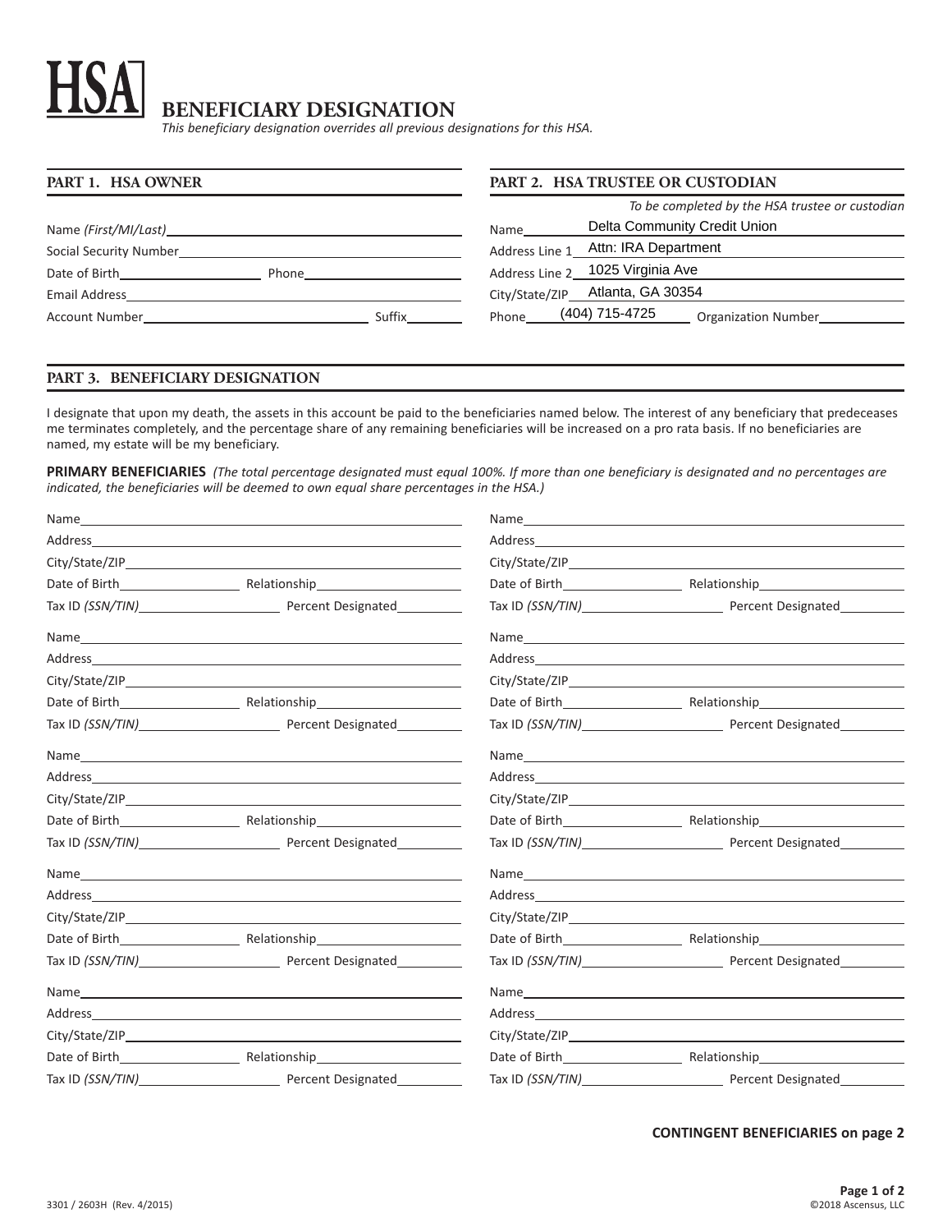# HSA BENEFICIARY DESIGNATION

*This beneficiary designation overrides all previous designations for this HSA.*

## PART 1. HSA OWNER

Name *(First/MI/Last)*\_\_\_\_\_\_\_\_\_\_\_\_\_\_\_\_\_\_\_\_

Social Security Number\_\_\_\_\_\_\_\_\_\_\_\_\_\_\_\_\_\_\_\_

Date of Birth\_\_\_\_\_\_\_\_\_\_ Phone\_\_\_\_\_\_\_\_\_\_

Email Address\_\_\_\_\_\_\_\_\_\_\_\_\_\_\_\_\_\_\_\_

Account Number\_\_\_\_\_\_\_\_\_\_\_\_\_\_\_\_ Suffix\_\_\_\_\_\_

## PART 2. HSA TRUSTEE OR CUSTODIAN

*To be completed by the HSA trustee or custodian*

Name: Delta Community Credit Union

Address Line 1: Attn: IRA Department

Address Line 2: 1025 Virginia Ave

City/State/ZIP: Atlanta, GA 30354

Phone: (404) 715-4725 Organization Number\_\_\_\_\_\_

## PART 3. BENEFICIARY DESIGNATION

I designate that upon my death, the assets in this account be paid to the beneficiaries named below. The interest of any beneficiary that predeceases me terminates completely, and the percentage share of any remaining beneficiaries will be increased on a pro rata basis. If no beneficiaries are named, my estate will be my beneficiary.

**PRIMARY BENEFICIARIES** *(The total percentage designated must equal 100%. If more than one beneficiary is designated and no percentages are indicated, the beneficiaries will be deemed to own equal share percentages in the HSA.)*

Name\_\_\_\_\_\_\_\_\_\_\_\_\_\_\_\_\_\_\_\_

Address\_\_\_\_\_\_\_\_\_\_\_\_\_\_\_\_\_\_\_\_

City/State/ZIP\_\_\_\_\_\_\_\_\_\_\_\_\_\_\_\_\_\_\_\_

Date of Birth\_\_\_\_\_\_\_\_\_\_ Relationship\_\_\_\_\_\_\_\_\_\_

Tax ID *(SSN/TIN)*\_\_\_\_\_\_\_\_\_\_ Percent Designated\_\_\_\_\_\_

Name\_\_\_\_\_\_\_\_\_\_\_\_\_\_\_\_\_\_\_\_

Address\_\_\_\_\_\_\_\_\_\_\_\_\_\_\_\_\_\_\_\_

City/State/ZIP\_\_\_\_\_\_\_\_\_\_\_\_\_\_\_\_\_\_\_\_

Date of Birth\_\_\_\_\_\_\_\_\_\_ Relationship\_\_\_\_\_\_\_\_\_\_

Tax ID *(SSN/TIN)*\_\_\_\_\_\_\_\_\_\_ Percent Designated\_\_\_\_\_\_

Name\_\_\_\_\_\_\_\_\_\_\_\_\_\_\_\_\_\_\_\_

Address\_\_\_\_\_\_\_\_\_\_\_\_\_\_\_\_\_\_\_\_

City/State/ZIP\_\_\_\_\_\_\_\_\_\_\_\_\_\_\_\_\_\_\_\_

Date of Birth\_\_\_\_\_\_\_\_\_\_ Relationship\_\_\_\_\_\_\_\_\_\_

Tax ID *(SSN/TIN)*\_\_\_\_\_\_\_\_\_\_ Percent Designated\_\_\_\_\_\_

Name\_\_\_\_\_\_\_\_\_\_\_\_\_\_\_\_\_\_\_\_

Address\_\_\_\_\_\_\_\_\_\_\_\_\_\_\_\_\_\_\_\_

City/State/ZIP\_\_\_\_\_\_\_\_\_\_\_\_\_\_\_\_\_\_\_\_

Date of Birth\_\_\_\_\_\_\_\_\_\_ Relationship\_\_\_\_\_\_\_\_\_\_

Tax ID *(SSN/TIN)*\_\_\_\_\_\_\_\_\_\_ Percent Designated\_\_\_\_\_\_

Name\_\_\_\_\_\_\_\_\_\_\_\_\_\_\_\_\_\_\_\_

Address\_\_\_\_\_\_\_\_\_\_\_\_\_\_\_\_\_\_\_\_

City/State/ZIP\_\_\_\_\_\_\_\_\_\_\_\_\_\_\_\_\_\_\_\_

Date of Birth\_\_\_\_\_\_\_\_\_\_ Relationship\_\_\_\_\_\_\_\_\_\_

Tax ID *(SSN/TIN)*\_\_\_\_\_\_\_\_\_\_ Percent Designated\_\_\_\_\_\_

Name\_\_\_\_\_\_\_\_\_\_\_\_\_\_\_\_\_\_\_\_

Address\_\_\_\_\_\_\_\_\_\_\_\_\_\_\_\_\_\_\_\_

City/State/ZIP\_\_\_\_\_\_\_\_\_\_\_\_\_\_\_\_\_\_\_\_

Date of Birth\_\_\_\_\_\_\_\_\_\_ Relationship\_\_\_\_\_\_\_\_\_\_

Tax ID *(SSN/TIN)*\_\_\_\_\_\_\_\_\_\_ Percent Designated\_\_\_\_\_\_

Name\_\_\_\_\_\_\_\_\_\_\_\_\_\_\_\_\_\_\_\_

Address\_\_\_\_\_\_\_\_\_\_\_\_\_\_\_\_\_\_\_\_

City/State/ZIP\_\_\_\_\_\_\_\_\_\_\_\_\_\_\_\_\_\_\_\_

Date of Birth\_\_\_\_\_\_\_\_\_\_ Relationship\_\_\_\_\_\_\_\_\_\_

Tax ID *(SSN/TIN)*\_\_\_\_\_\_\_\_\_\_ Percent Designated\_\_\_\_\_\_

Name\_\_\_\_\_\_\_\_\_\_\_\_\_\_\_\_\_\_\_\_

Address\_\_\_\_\_\_\_\_\_\_\_\_\_\_\_\_\_\_\_\_

City/State/ZIP\_\_\_\_\_\_\_\_\_\_\_\_\_\_\_\_\_\_\_\_

Date of Birth\_\_\_\_\_\_\_\_\_\_ Relationship\_\_\_\_\_\_\_\_\_\_

Tax ID *(SSN/TIN)*\_\_\_\_\_\_\_\_\_\_ Percent Designated\_\_\_\_\_\_

Name\_\_\_\_\_\_\_\_\_\_\_\_\_\_\_\_\_\_\_\_

Address\_\_\_\_\_\_\_\_\_\_\_\_\_\_\_\_\_\_\_\_

City/State/ZIP\_\_\_\_\_\_\_\_\_\_\_\_\_\_\_\_\_\_\_\_

Date of Birth\_\_\_\_\_\_\_\_\_\_ Relationship\_\_\_\_\_\_\_\_\_\_

Tax ID *(SSN/TIN)*\_\_\_\_\_\_\_\_\_\_ Percent Designated\_\_\_\_\_\_

Name\_\_\_\_\_\_\_\_\_\_\_\_\_\_\_\_\_\_\_\_

Address\_\_\_\_\_\_\_\_\_\_\_\_\_\_\_\_\_\_\_\_

City/State/ZIP\_\_\_\_\_\_\_\_\_\_\_\_\_\_\_\_\_\_\_\_

Date of Birth\_\_\_\_\_\_\_\_\_\_ Relationship\_\_\_\_\_\_\_\_\_\_

Tax ID *(SSN/TIN)*\_\_\_\_\_\_\_\_\_\_ Percent Designated\_\_\_\_\_\_

**CONTINGENT BENEFICIARIES on page 2**

3301 / 2603H (Rev. 4/2015)

©2018 Ascensus, LLC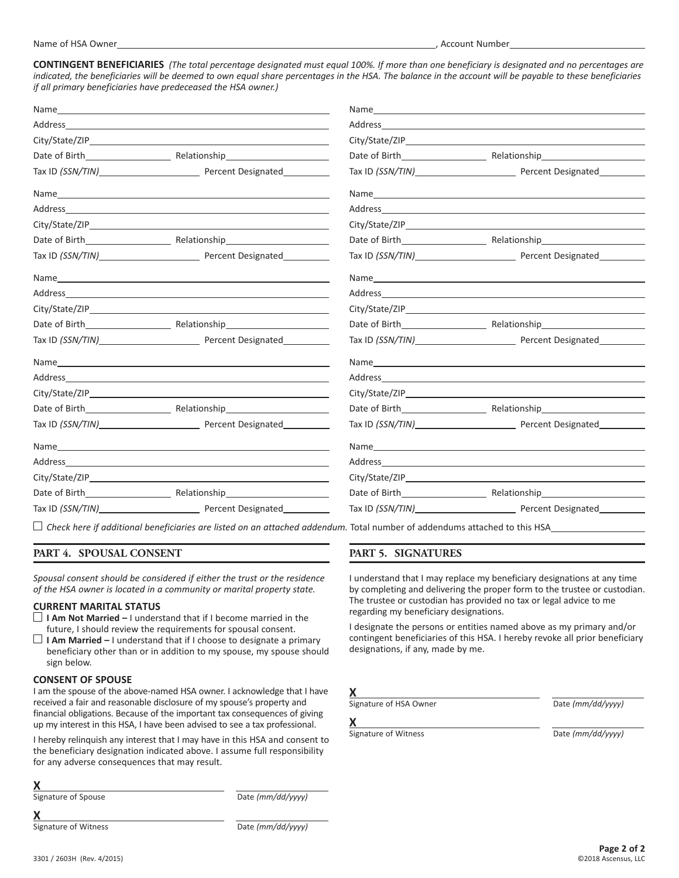Name of HSA Owner \_\_\_\_\_\_\_\_\_\_\_\_\_\_\_\_\_\_\_\_, Account Number \_\_\_\_\_\_\_\_\_\_\_\_\_\_\_\_\_\_\_\_

**CONTINGENT BENEFICIARIES** *(The total percentage designated must equal 100%. If more than one beficiary is designated and no percentages are indicated, the beneficiaries will be deemed to own equal share percentages in the HSA. The balance in the account will be payable to these beneficiaries if all primary beneficiaries have predeceased the HSA owner.)*

Name \_\_\_\_\_\_\_\_\_\_\_\_\_\_\_\_\_\_\_\_
Address \_\_\_\_\_\_\_\_\_\_\_\_\_\_\_\_\_\_\_\_
City/State/ZIP \_\_\_\_\_\_\_\_\_\_\_\_\_\_\_\_\_\_\_\_
Date of Birth \_\_\_\_\_\_\_\_\_\_ Relationship \_\_\_\_\_\_\_\_\_\_
Tax ID *(SSN/TIN)* \_\_\_\_\_\_\_\_\_\_ Percent Designated \_\_\_\_\_\_\_\_\_\_

Name \_\_\_\_\_\_\_\_\_\_\_\_\_\_\_\_\_\_\_\_
Address \_\_\_\_\_\_\_\_\_\_\_\_\_\_\_\_\_\_\_\_
City/State/ZIP \_\_\_\_\_\_\_\_\_\_\_\_\_\_\_\_\_\_\_\_
Date of Birth \_\_\_\_\_\_\_\_\_\_ Relationship \_\_\_\_\_\_\_\_\_\_
Tax ID *(SSN/TIN)* \_\_\_\_\_\_\_\_\_\_ Percent Designated \_\_\_\_\_\_\_\_\_\_

Name \_\_\_\_\_\_\_\_\_\_\_\_\_\_\_\_\_\_\_\_
Address \_\_\_\_\_\_\_\_\_\_\_\_\_\_\_\_\_\_\_\_
City/State/ZIP \_\_\_\_\_\_\_\_\_\_\_\_\_\_\_\_\_\_\_\_
Date of Birth \_\_\_\_\_\_\_\_\_\_ Relationship \_\_\_\_\_\_\_\_\_\_
Tax ID *(SSN/TIN)* \_\_\_\_\_\_\_\_\_\_ Percent Designated \_\_\_\_\_\_\_\_\_\_

Name \_\_\_\_\_\_\_\_\_\_\_\_\_\_\_\_\_\_\_\_
Address \_\_\_\_\_\_\_\_\_\_\_\_\_\_\_\_\_\_\_\_
City/State/ZIP \_\_\_\_\_\_\_\_\_\_\_\_\_\_\_\_\_\_\_\_
Date of Birth \_\_\_\_\_\_\_\_\_\_ Relationship \_\_\_\_\_\_\_\_\_\_
Tax ID *(SSN/TIN)* \_\_\_\_\_\_\_\_\_\_ Percent Designated \_\_\_\_\_\_\_\_\_\_

Name \_\_\_\_\_\_\_\_\_\_\_\_\_\_\_\_\_\_\_\_
Address \_\_\_\_\_\_\_\_\_\_\_\_\_\_\_\_\_\_\_\_
City/State/ZIP \_\_\_\_\_\_\_\_\_\_\_\_\_\_\_\_\_\_\_\_
Date of Birth \_\_\_\_\_\_\_\_\_\_ Relationship \_\_\_\_\_\_\_\_\_\_
Tax ID *(SSN/TIN)* \_\_\_\_\_\_\_\_\_\_ Percent Designated \_\_\_\_\_\_\_\_\_\_

Name \_\_\_\_\_\_\_\_\_\_\_\_\_\_\_\_\_\_\_\_
Address \_\_\_\_\_\_\_\_\_\_\_\_\_\_\_\_\_\_\_\_
City/State/ZIP \_\_\_\_\_\_\_\_\_\_\_\_\_\_\_\_\_\_\_\_
Date of Birth \_\_\_\_\_\_\_\_\_\_ Relationship \_\_\_\_\_\_\_\_\_\_
Tax ID *(SSN/TIN)* \_\_\_\_\_\_\_\_\_\_ Percent Designated \_\_\_\_\_\_\_\_\_\_

Name \_\_\_\_\_\_\_\_\_\_\_\_\_\_\_\_\_\_\_\_
Address \_\_\_\_\_\_\_\_\_\_\_\_\_\_\_\_\_\_\_\_
City/State/ZIP \_\_\_\_\_\_\_\_\_\_\_\_\_\_\_\_\_\_\_\_
Date of Birth \_\_\_\_\_\_\_\_\_\_ Relationship \_\_\_\_\_\_\_\_\_\_
Tax ID *(SSN/TIN)* \_\_\_\_\_\_\_\_\_\_ Percent Designated \_\_\_\_\_\_\_\_\_\_

Name \_\_\_\_\_\_\_\_\_\_\_\_\_\_\_\_\_\_\_\_
Address \_\_\_\_\_\_\_\_\_\_\_\_\_\_\_\_\_\_\_\_
City/State/ZIP \_\_\_\_\_\_\_\_\_\_\_\_\_\_\_\_\_\_\_\_
Date of Birth \_\_\_\_\_\_\_\_\_\_ Relationship \_\_\_\_\_\_\_\_\_\_
Tax ID *(SSN/TIN)* \_\_\_\_\_\_\_\_\_\_ Percent Designated \_\_\_\_\_\_\_\_\_\_

Name \_\_\_\_\_\_\_\_\_\_\_\_\_\_\_\_\_\_\_\_
Address \_\_\_\_\_\_\_\_\_\_\_\_\_\_\_\_\_\_\_\_
City/State/ZIP \_\_\_\_\_\_\_\_\_\_\_\_\_\_\_\_\_\_\_\_
Date of Birth \_\_\_\_\_\_\_\_\_\_ Relationship \_\_\_\_\_\_\_\_\_\_
Tax ID *(SSN/TIN)* \_\_\_\_\_\_\_\_\_\_ Percent Designated \_\_\_\_\_\_\_\_\_\_

Name \_\_\_\_\_\_\_\_\_\_\_\_\_\_\_\_\_\_\_\_
Address \_\_\_\_\_\_\_\_\_\_\_\_\_\_\_\_\_\_\_\_
City/State/ZIP \_\_\_\_\_\_\_\_\_\_\_\_\_\_\_\_\_\_\_\_
Date of Birth \_\_\_\_\_\_\_\_\_\_ Relationship \_\_\_\_\_\_\_\_\_\_
Tax ID *(SSN/TIN)* \_\_\_\_\_\_\_\_\_\_ Percent Designated \_\_\_\_\_\_\_\_\_\_

☐ *Check here if additional beneficiaries are listed on an attached addendum.* Total number of addendums attached to this HSA \_\_\_\_\_\_\_\_\_\_

## PART 4. SPOUSAL CONSENT

*Spousal consent should be considered if either the trust or the residence of the HSA owner is located in a community or marital property state.*

**CURRENT MARITAL STATUS**

☐ **I Am Not Married –** I understand that if I become married in the future, I should review the requirements for spousal consent.

☐ **I Am Married –** I understand that if I choose to designate a primary beneficiary other than or in addition to my spouse, my spouse should sign below.

**CONSENT OF SPOUSE**

I am the spouse of the above-named HSA owner. I acknowledge that I have received a fair and reasonable disclosure of my spouse's property and financial obligations. Because of the important tax consequences of giving up my interest in this HSA, I have been advised to see a tax professional.

I hereby relinquish any interest that I may have in this HSA and consent to the beneficiary designation indicated above. I assume full responsibility for any adverse consequences that may result.

**X** \_\_\_\_\_\_\_\_\_\_\_\_\_\_\_\_\_\_\_\_ \_\_\_\_\_\_\_\_\_\_
Signature of Spouse — Date *(mm/dd/yyyy)*

**X** \_\_\_\_\_\_\_\_\_\_\_\_\_\_\_\_\_\_\_\_ \_\_\_\_\_\_\_\_\_\_
Signature of Witness — Date *(mm/dd/yyyy)*

## PART 5. SIGNATURES

I understand that I may replace my beneficiary designations at any time by completing and delivering the proper form to the trustee or custodian. The trustee or custodian has provided no tax or legal advice to me regarding my beneficiary designations.

I designate the persons or entities named above as my primary and/or contingent beneficiaries of this HSA. I hereby revoke all prior beneficiary designations, if any, made by me.

**X** \_\_\_\_\_\_\_\_\_\_\_\_\_\_\_\_\_\_\_\_ \_\_\_\_\_\_\_\_\_\_
Signature of HSA Owner — Date *(mm/dd/yyyy)*

**X** \_\_\_\_\_\_\_\_\_\_\_\_\_\_\_\_\_\_\_\_ \_\_\_\_\_\_\_\_\_\_
Signature of Witness — Date *(mm/dd/yyyy)*

3301 / 2603H (Rev. 4/2015)

©2018 Ascensus, LLC